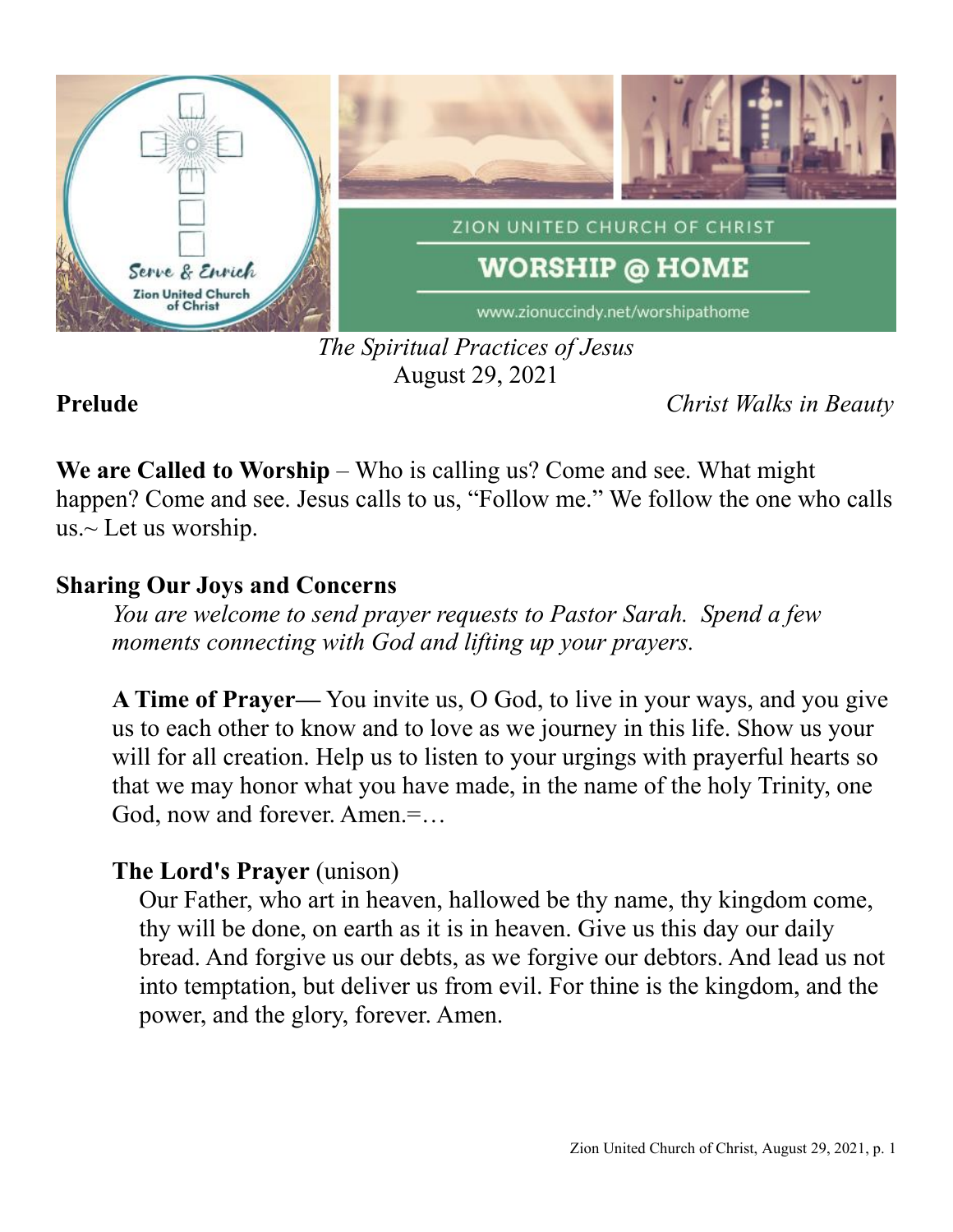ZION UNITED CHURCH OF CHRIST

# WORSHIP @ HOME

www.zionuccindy.net/worshipathome

*The Spiritual Practices of Jesus*
August 29, 2021

**Prelude** *Christ Walks in Beauty*

**We are Called to Worship** – Who is calling us? Come and see. What might happen? Come and see. Jesus calls to us, "Follow me." We follow the one who calls us.~ Let us worship.

**Sharing Our Joys and Concerns**

*You are welcome to send prayer requests to Pastor Sarah. Spend a few moments connecting with God and lifting up your prayers.*

**A Time of Prayer—** You invite us, O God, to live in your ways, and you give us to each other to know and to love as we journey in this life. Show us your will for all creation. Help us to listen to your urgings with prayerful hearts so that we may honor what you have made, in the name of the holy Trinity, one God, now and forever. Amen.=…

**The Lord's Prayer** (unison)

Our Father, who art in heaven, hallowed be thy name, thy kingdom come, thy will be done, on earth as it is in heaven. Give us this day our daily bread. And forgive us our debts, as we forgive our debtors. And lead us not into temptation, but deliver us from evil. For thine is the kingdom, and the power, and the glory, forever. Amen.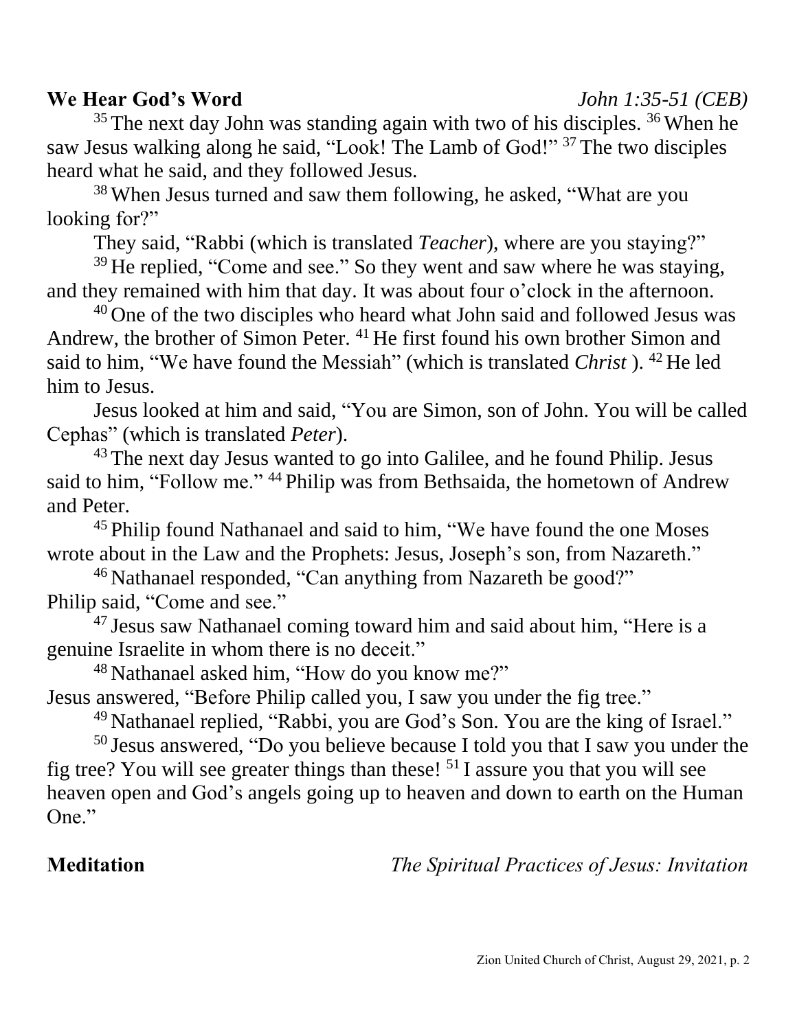**We Hear God's Word** *John 1:35-51 (CEB)*

[35] The next day John was standing again with two of his disciples. [36] When he saw Jesus walking along he said, "Look! The Lamb of God!" [37] The two disciples heard what he said, and they followed Jesus.

[38] When Jesus turned and saw them following, he asked, "What are you looking for?"

They said, "Rabbi (which is translated *Teacher*), where are you staying?"

[39] He replied, "Come and see." So they went and saw where he was staying, and they remained with him that day. It was about four o'clock in the afternoon.

[40] One of the two disciples who heard what John said and followed Jesus was Andrew, the brother of Simon Peter. [41] He first found his own brother Simon and said to him, "We have found the Messiah" (which is translated *Christ* ). [42] He led him to Jesus.

Jesus looked at him and said, "You are Simon, son of John. You will be called Cephas" (which is translated *Peter*).

[43] The next day Jesus wanted to go into Galilee, and he found Philip. Jesus said to him, "Follow me." [44] Philip was from Bethsaida, the hometown of Andrew and Peter.

[45] Philip found Nathanael and said to him, "We have found the one Moses wrote about in the Law and the Prophets: Jesus, Joseph's son, from Nazareth."

[46] Nathanael responded, "Can anything from Nazareth be good?"
Philip said, "Come and see."

[47] Jesus saw Nathanael coming toward him and said about him, "Here is a genuine Israelite in whom there is no deceit."

[48] Nathanael asked him, "How do you know me?"
Jesus answered, "Before Philip called you, I saw you under the fig tree."

[49] Nathanael replied, "Rabbi, you are God's Son. You are the king of Israel."

[50] Jesus answered, "Do you believe because I told you that I saw you under the fig tree? You will see greater things than these! [51] I assure you that you will see heaven open and God's angels going up to heaven and down to earth on the Human One."

**Meditation** *The Spiritual Practices of Jesus: Invitation*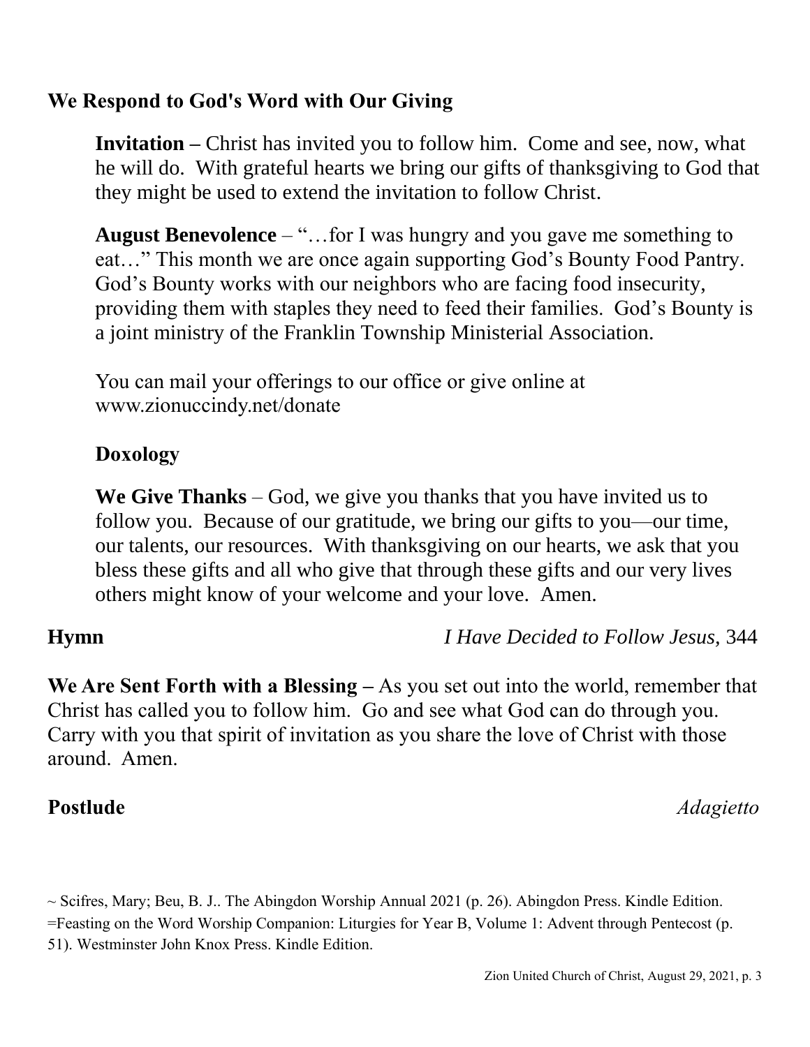## We Respond to God's Word with Our Giving

**Invitation –** Christ has invited you to follow him. Come and see, now, what he will do. With grateful hearts we bring our gifts of thanksgiving to God that they might be used to extend the invitation to follow Christ.

**August Benevolence** – "…for I was hungry and you gave me something to eat…" This month we are once again supporting God's Bounty Food Pantry. God's Bounty works with our neighbors who are facing food insecurity, providing them with staples they need to feed their families. God's Bounty is a joint ministry of the Franklin Township Ministerial Association.

You can mail your offerings to our office or give online at www.zionuccindy.net/donate

**Doxology**

**We Give Thanks** – God, we give you thanks that you have invited us to follow you. Because of our gratitude, we bring our gifts to you—our time, our talents, our resources. With thanksgiving on our hearts, we ask that you bless these gifts and all who give that through these gifts and our very lives others might know of your welcome and your love. Amen.

**Hymn** *I Have Decided to Follow Jesus,* 344

**We Are Sent Forth with a Blessing –** As you set out into the world, remember that Christ has called you to follow him. Go and see what God can do through you. Carry with you that spirit of invitation as you share the love of Christ with those around. Amen.

**Postlude** *Adagietto*

~ Scifres, Mary; Beu, B. J.. The Abingdon Worship Annual 2021 (p. 26). Abingdon Press. Kindle Edition.
=Feasting on the Word Worship Companion: Liturgies for Year B, Volume 1: Advent through Pentecost (p. 51). Westminster John Knox Press. Kindle Edition.